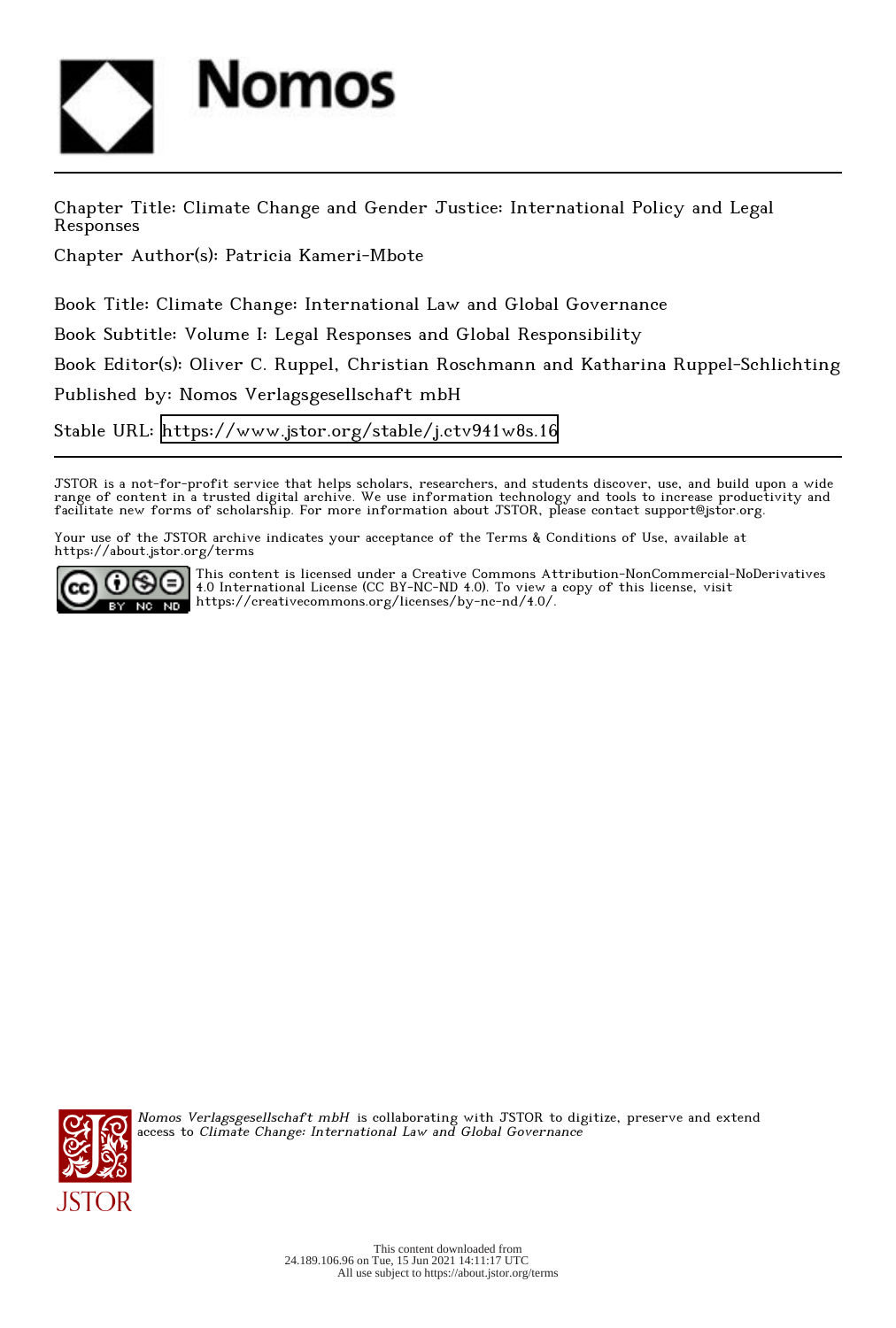Nomos

Chapter Title: Climate Change and Gender Justice: International Policy and Legal Responses

Chapter Author(s): Patricia Kameri-Mbote

Book Title: Climate Change: International Law and Global Governance

Book Subtitle: Volume I: Legal Responses and Global Responsibility

Book Editor(s): Oliver C. Ruppel, Christian Roschmann and Katharina Ruppel-Schlichting

Published by: Nomos Verlagsgesellschaft mbH

Stable URL: https://www.jstor.org/stable/j.ctv941w8s.16

JSTOR is a not-for-profit service that helps scholars, researchers, and students discover, use, and build upon a wide range of content in a trusted digital archive. We use information technology and tools to increase productivity and facilitate new forms of scholarship. For more information about JSTOR, please contact support@jstor.org.

Your use of the JSTOR archive indicates your acceptance of the Terms & Conditions of Use, available at https://about.jstor.org/terms

This content is licensed under a Creative Commons Attribution-NonCommercial-NoDerivatives 4.0 International License (CC BY-NC-ND 4.0). To view a copy of this license, visit https://creativecommons.org/licenses/by-nc-nd/4.0/.

*Nomos Verlagsgesellschaft mbH* is collaborating with JSTOR to digitize, preserve and extend access to *Climate Change: International Law and Global Governance*

This content downloaded from 24.189.106.96 on Tue, 15 Jun 2021 14:11:17 UTC
All use subject to https://about.jstor.org/terms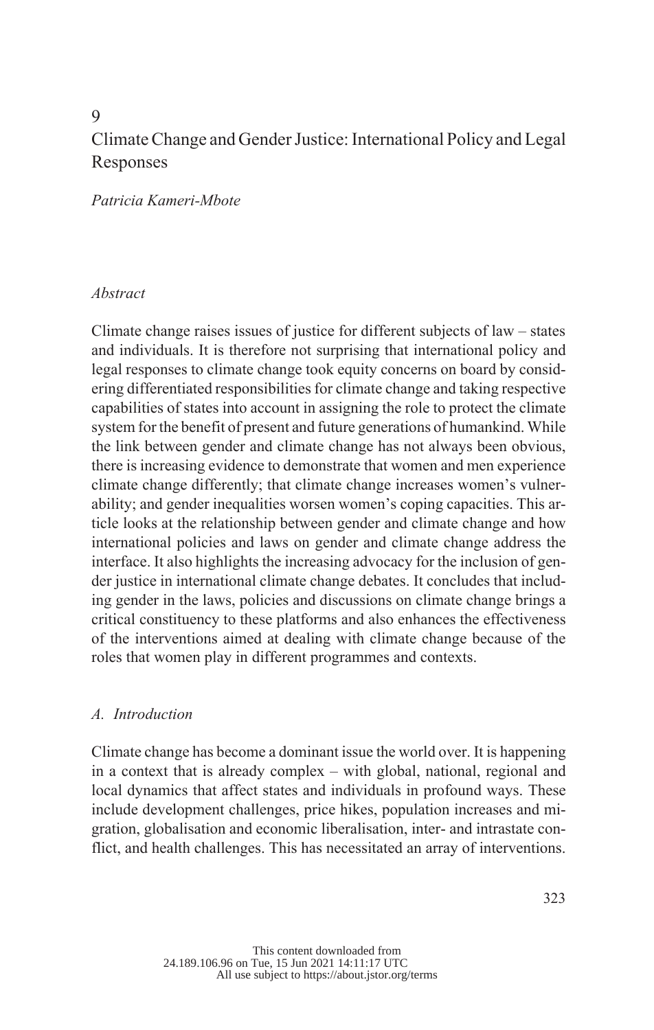# 9

# Climate Change and Gender Justice: International Policy and Legal Responses

*Patricia Kameri-Mbote*

## *Abstract*

Climate change raises issues of justice for different subjects of law – states and individuals. It is therefore not surprising that international policy and legal responses to climate change took equity concerns on board by considering differentiated responsibilities for climate change and taking respective capabilities of states into account in assigning the role to protect the climate system for the benefit of present and future generations of humankind. While the link between gender and climate change has not always been obvious, there is increasing evidence to demonstrate that women and men experience climate change differently; that climate change increases women's vulnerability; and gender inequalities worsen women's coping capacities. This article looks at the relationship between gender and climate change and how international policies and laws on gender and climate change address the interface. It also highlights the increasing advocacy for the inclusion of gender justice in international climate change debates. It concludes that including gender in the laws, policies and discussions on climate change brings a critical constituency to these platforms and also enhances the effectiveness of the interventions aimed at dealing with climate change because of the roles that women play in different programmes and contexts.

## *A. Introduction*

Climate change has become a dominant issue the world over. It is happening in a context that is already complex – with global, national, regional and local dynamics that affect states and individuals in profound ways. These include development challenges, price hikes, population increases and migration, globalisation and economic liberalisation, inter- and intrastate conflict, and health challenges. This has necessitated an array of interventions.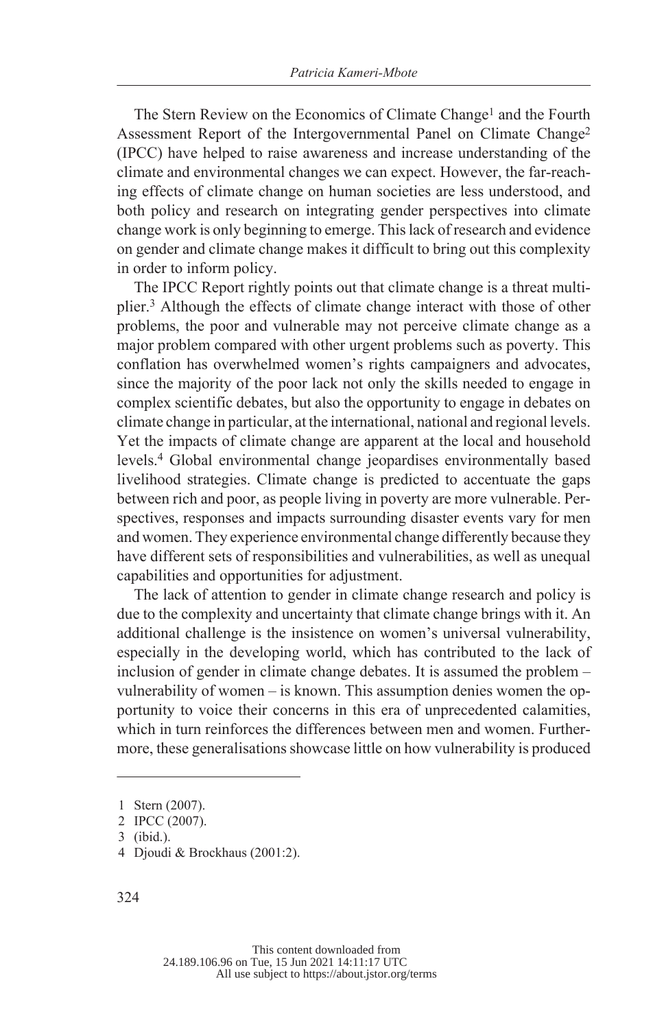The Stern Review on the Economics of Climate Change[1] and the Fourth Assessment Report of the Intergovernmental Panel on Climate Change[2] (IPCC) have helped to raise awareness and increase understanding of the climate and environmental changes we can expect. However, the far-reaching effects of climate change on human societies are less understood, and both policy and research on integrating gender perspectives into climate change work is only beginning to emerge. This lack of research and evidence on gender and climate change makes it difficult to bring out this complexity in order to inform policy.

The IPCC Report rightly points out that climate change is a threat multiplier.[3] Although the effects of climate change interact with those of other problems, the poor and vulnerable may not perceive climate change as a major problem compared with other urgent problems such as poverty. This conflation has overwhelmed women's rights campaigners and advocates, since the majority of the poor lack not only the skills needed to engage in complex scientific debates, but also the opportunity to engage in debates on climate change in particular, at the international, national and regional levels. Yet the impacts of climate change are apparent at the local and household levels.[4] Global environmental change jeopardises environmentally based livelihood strategies. Climate change is predicted to accentuate the gaps between rich and poor, as people living in poverty are more vulnerable. Perspectives, responses and impacts surrounding disaster events vary for men and women. They experience environmental change differently because they have different sets of responsibilities and vulnerabilities, as well as unequal capabilities and opportunities for adjustment.

The lack of attention to gender in climate change research and policy is due to the complexity and uncertainty that climate change brings with it. An additional challenge is the insistence on women's universal vulnerability, especially in the developing world, which has contributed to the lack of inclusion of gender in climate change debates. It is assumed the problem – vulnerability of women – is known. This assumption denies women the opportunity to voice their concerns in this era of unprecedented calamities, which in turn reinforces the differences between men and women. Furthermore, these generalisations showcase little on how vulnerability is produced

---

1 Stern (2007).

2 IPCC (2007).

3 (ibid.).

4 Djoudi & Brockhaus (2001:2).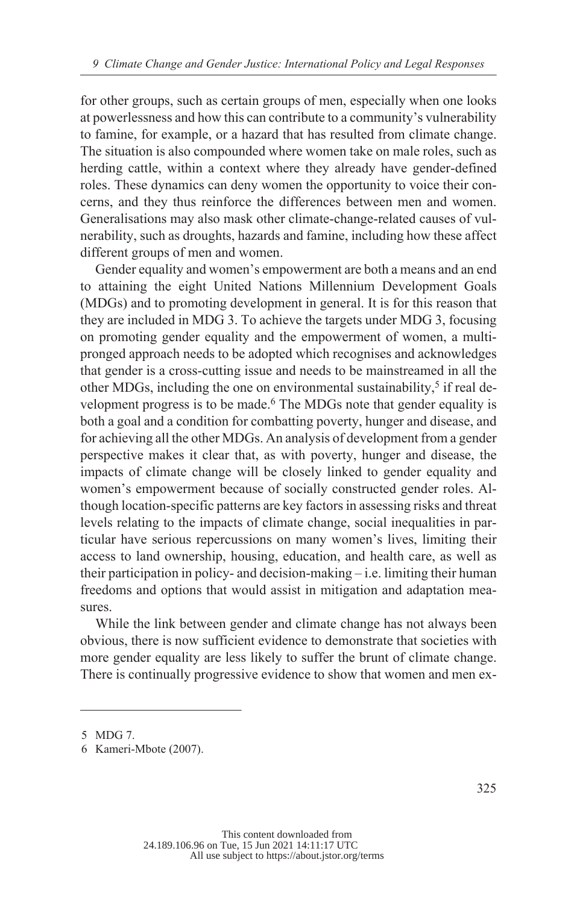for other groups, such as certain groups of men, especially when one looks at powerlessness and how this can contribute to a community's vulnerability to famine, for example, or a hazard that has resulted from climate change. The situation is also compounded where women take on male roles, such as herding cattle, within a context where they already have gender-defined roles. These dynamics can deny women the opportunity to voice their concerns, and they thus reinforce the differences between men and women. Generalisations may also mask other climate-change-related causes of vulnerability, such as droughts, hazards and famine, including how these affect different groups of men and women.

Gender equality and women's empowerment are both a means and an end to attaining the eight United Nations Millennium Development Goals (MDGs) and to promoting development in general. It is for this reason that they are included in MDG 3. To achieve the targets under MDG 3, focusing on promoting gender equality and the empowerment of women, a multi-pronged approach needs to be adopted which recognises and acknowledges that gender is a cross-cutting issue and needs to be mainstreamed in all the other MDGs, including the one on environmental sustainability,[5] if real development progress is to be made.[6] The MDGs note that gender equality is both a goal and a condition for combatting poverty, hunger and disease, and for achieving all the other MDGs. An analysis of development from a gender perspective makes it clear that, as with poverty, hunger and disease, the impacts of climate change will be closely linked to gender equality and women's empowerment because of socially constructed gender roles. Although location-specific patterns are key factors in assessing risks and threat levels relating to the impacts of climate change, social inequalities in particular have serious repercussions on many women's lives, limiting their access to land ownership, housing, education, and health care, as well as their participation in policy- and decision-making – i.e. limiting their human freedoms and options that would assist in mitigation and adaptation measures.

While the link between gender and climate change has not always been obvious, there is now sufficient evidence to demonstrate that societies with more gender equality are less likely to suffer the brunt of climate change. There is continually progressive evidence to show that women and men ex-

---

5 MDG 7.

6 Kameri-Mbote (2007).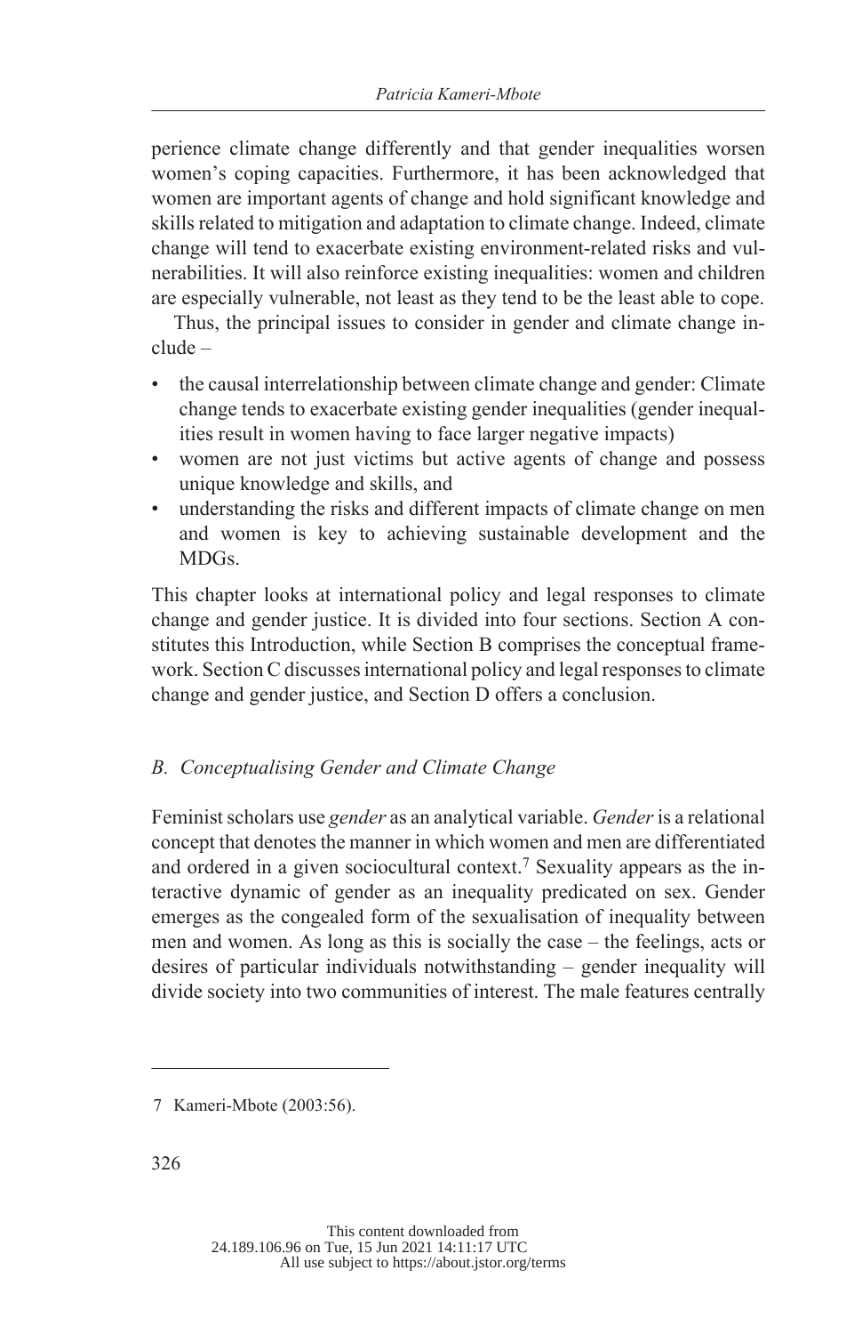perience climate change differently and that gender inequalities worsen women's coping capacities. Furthermore, it has been acknowledged that women are important agents of change and hold significant knowledge and skills related to mitigation and adaptation to climate change. Indeed, climate change will tend to exacerbate existing environment-related risks and vulnerabilities. It will also reinforce existing inequalities: women and children are especially vulnerable, not least as they tend to be the least able to cope.

Thus, the principal issues to consider in gender and climate change include –

- the causal interrelationship between climate change and gender: Climate change tends to exacerbate existing gender inequalities (gender inequalities result in women having to face larger negative impacts)
- women are not just victims but active agents of change and possess unique knowledge and skills, and
- understanding the risks and different impacts of climate change on men and women is key to achieving sustainable development and the MDGs.

This chapter looks at international policy and legal responses to climate change and gender justice. It is divided into four sections. Section A constitutes this Introduction, while Section B comprises the conceptual framework. Section C discusses international policy and legal responses to climate change and gender justice, and Section D offers a conclusion.

## *B. Conceptualising Gender and Climate Change*

Feminist scholars use *gender* as an analytical variable. *Gender* is a relational concept that denotes the manner in which women and men are differentiated and ordered in a given sociocultural context.[7] Sexuality appears as the interactive dynamic of gender as an inequality predicated on sex. Gender emerges as the congealed form of the sexualisation of inequality between men and women. As long as this is socially the case – the feelings, acts or desires of particular individuals notwithstanding – gender inequality will divide society into two communities of interest. The male features centrally

---

7 Kameri-Mbote (2003:56).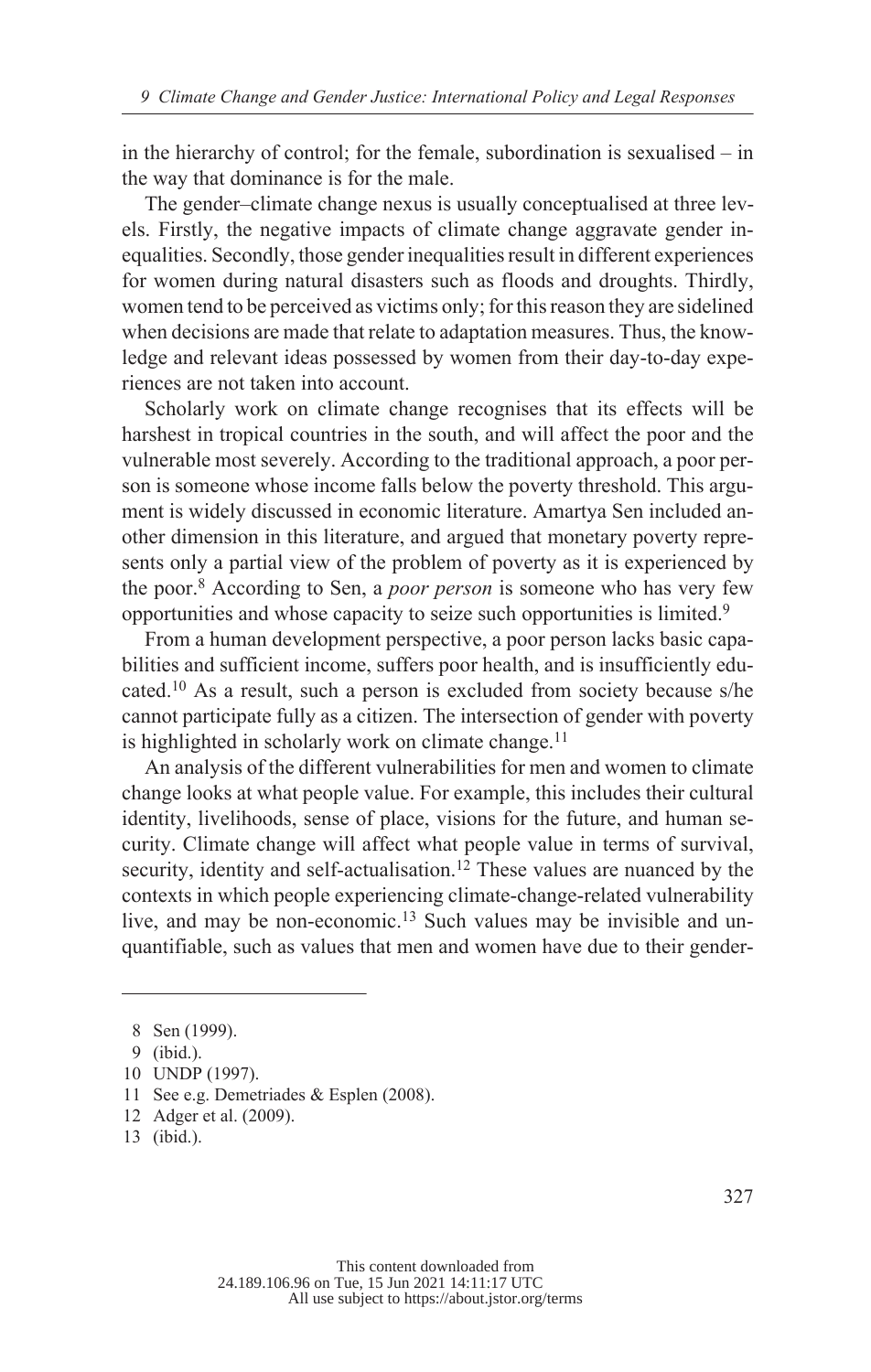in the hierarchy of control; for the female, subordination is sexualised – in the way that dominance is for the male.

The gender–climate change nexus is usually conceptualised at three levels. Firstly, the negative impacts of climate change aggravate gender inequalities. Secondly, those gender inequalities result in different experiences for women during natural disasters such as floods and droughts. Thirdly, women tend to be perceived as victims only; for this reason they are sidelined when decisions are made that relate to adaptation measures. Thus, the knowledge and relevant ideas possessed by women from their day-to-day experiences are not taken into account.

Scholarly work on climate change recognises that its effects will be harshest in tropical countries in the south, and will affect the poor and the vulnerable most severely. According to the traditional approach, a poor person is someone whose income falls below the poverty threshold. This argument is widely discussed in economic literature. Amartya Sen included another dimension in this literature, and argued that monetary poverty represents only a partial view of the problem of poverty as it is experienced by the poor.[8] According to Sen, a *poor person* is someone who has very few opportunities and whose capacity to seize such opportunities is limited.[9]

From a human development perspective, a poor person lacks basic capabilities and sufficient income, suffers poor health, and is insufficiently educated.[10] As a result, such a person is excluded from society because s/he cannot participate fully as a citizen. The intersection of gender with poverty is highlighted in scholarly work on climate change.[11]

An analysis of the different vulnerabilities for men and women to climate change looks at what people value. For example, this includes their cultural identity, livelihoods, sense of place, visions for the future, and human security. Climate change will affect what people value in terms of survival, security, identity and self-actualisation.[12] These values are nuanced by the contexts in which people experiencing climate-change-related vulnerability live, and may be non-economic.[13] Such values may be invisible and unquantifiable, such as values that men and women have due to their gender-

---

8 Sen (1999).

9 (ibid.).

10 UNDP (1997).

11 See e.g. Demetriades & Esplen (2008).

12 Adger et al. (2009).

13 (ibid.).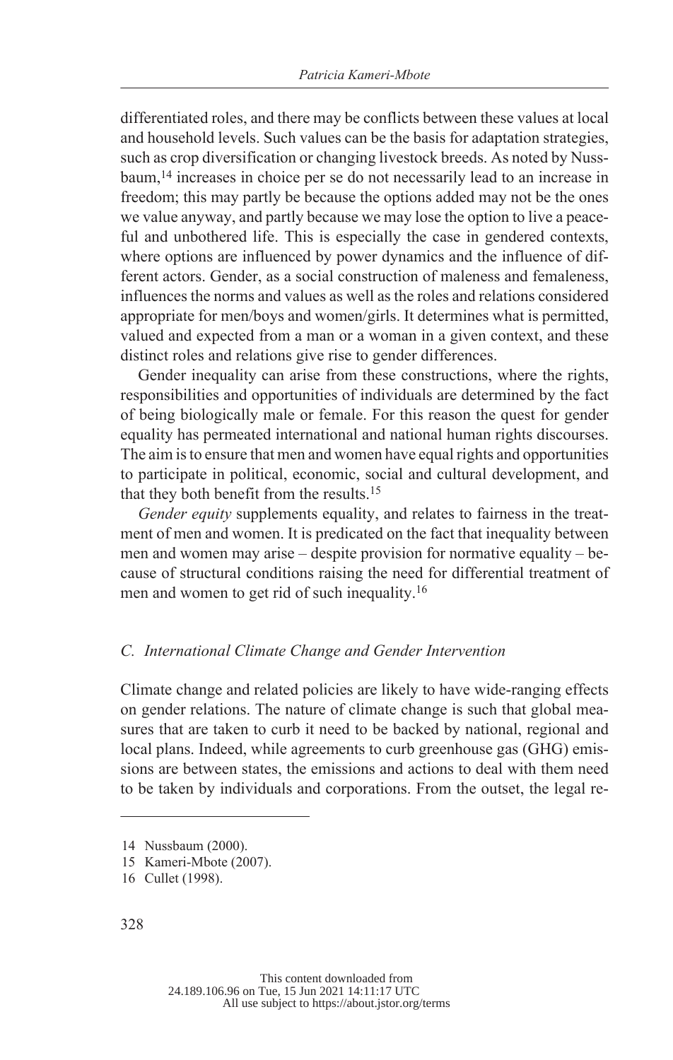differentiated roles, and there may be conflicts between these values at local and household levels. Such values can be the basis for adaptation strategies, such as crop diversification or changing livestock breeds. As noted by Nussbaum,[14] increases in choice per se do not necessarily lead to an increase in freedom; this may partly be because the options added may not be the ones we value anyway, and partly because we may lose the option to live a peaceful and unbothered life. This is especially the case in gendered contexts, where options are influenced by power dynamics and the influence of different actors. Gender, as a social construction of maleness and femaleness, influences the norms and values as well as the roles and relations considered appropriate for men/boys and women/girls. It determines what is permitted, valued and expected from a man or a woman in a given context, and these distinct roles and relations give rise to gender differences.

Gender inequality can arise from these constructions, where the rights, responsibilities and opportunities of individuals are determined by the fact of being biologically male or female. For this reason the quest for gender equality has permeated international and national human rights discourses. The aim is to ensure that men and women have equal rights and opportunities to participate in political, economic, social and cultural development, and that they both benefit from the results.[15]

*Gender equity* supplements equality, and relates to fairness in the treatment of men and women. It is predicated on the fact that inequality between men and women may arise – despite provision for normative equality – because of structural conditions raising the need for differential treatment of men and women to get rid of such inequality.[16]

### *C. International Climate Change and Gender Intervention*

Climate change and related policies are likely to have wide-ranging effects on gender relations. The nature of climate change is such that global measures that are taken to curb it need to be backed by national, regional and local plans. Indeed, while agreements to curb greenhouse gas (GHG) emissions are between states, the emissions and actions to deal with them need to be taken by individuals and corporations. From the outset, the legal re-

14 Nussbaum (2000).

15 Kameri-Mbote (2007).

16 Cullet (1998).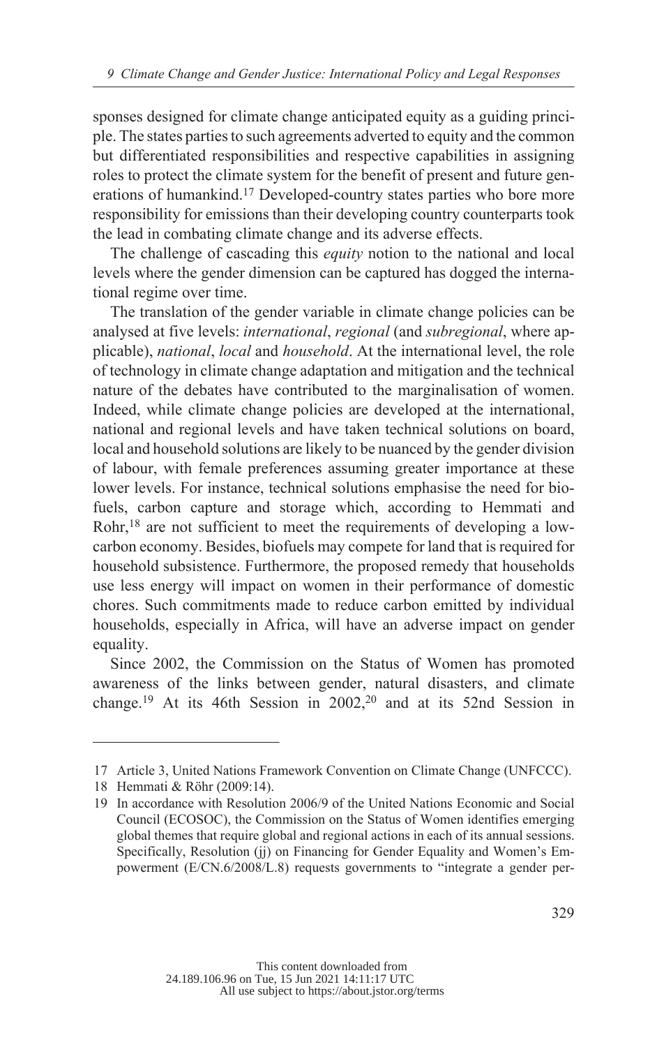sponses designed for climate change anticipated equity as a guiding principle. The states parties to such agreements adverted to equity and the common but differentiated responsibilities and respective capabilities in assigning roles to protect the climate system for the benefit of present and future generations of humankind.[17] Developed-country states parties who bore more responsibility for emissions than their developing country counterparts took the lead in combating climate change and its adverse effects.

The challenge of cascading this *equity* notion to the national and local levels where the gender dimension can be captured has dogged the international regime over time.

The translation of the gender variable in climate change policies can be analysed at five levels: *international*, *regional* (and *subregional*, where applicable), *national*, *local* and *household*. At the international level, the role of technology in climate change adaptation and mitigation and the technical nature of the debates have contributed to the marginalisation of women. Indeed, while climate change policies are developed at the international, national and regional levels and have taken technical solutions on board, local and household solutions are likely to be nuanced by the gender division of labour, with female preferences assuming greater importance at these lower levels. For instance, technical solutions emphasise the need for biofuels, carbon capture and storage which, according to Hemmati and Rohr,[18] are not sufficient to meet the requirements of developing a low-carbon economy. Besides, biofuels may compete for land that is required for household subsistence. Furthermore, the proposed remedy that households use less energy will impact on women in their performance of domestic chores. Such commitments made to reduce carbon emitted by individual households, especially in Africa, will have an adverse impact on gender equality.

Since 2002, the Commission on the Status of Women has promoted awareness of the links between gender, natural disasters, and climate change.[19] At its 46th Session in 2002,[20] and at its 52nd Session in

---

17 Article 3, United Nations Framework Convention on Climate Change (UNFCCC).

18 Hemmati & Röhr (2009:14).

19 In accordance with Resolution 2006/9 of the United Nations Economic and Social Council (ECOSOC), the Commission on the Status of Women identifies emerging global themes that require global and regional actions in each of its annual sessions. Specifically, Resolution (jj) on Financing for Gender Equality and Women's Empowerment (E/CN.6/2008/L.8) requests governments to "integrate a gender per-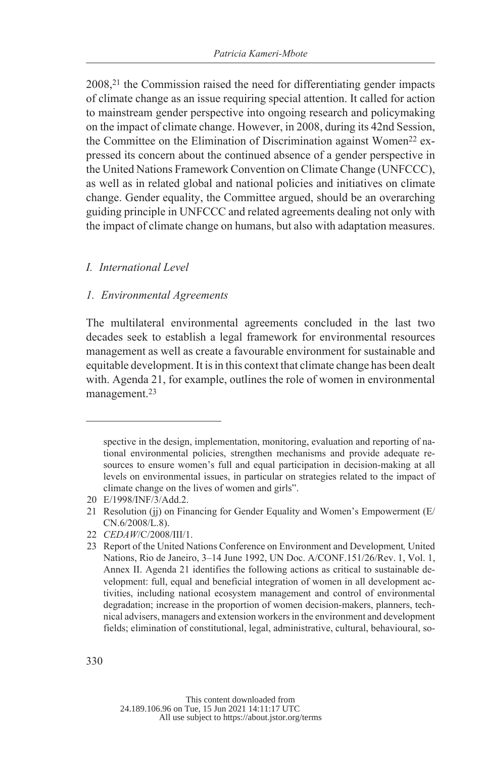2008,[21] the Commission raised the need for differentiating gender impacts of climate change as an issue requiring special attention. It called for action to mainstream gender perspective into ongoing research and policymaking on the impact of climate change. However, in 2008, during its 42nd Session, the Committee on the Elimination of Discrimination against Women[22] expressed its concern about the continued absence of a gender perspective in the United Nations Framework Convention on Climate Change (UNFCCC), as well as in related global and national policies and initiatives on climate change. Gender equality, the Committee argued, should be an overarching guiding principle in UNFCCC and related agreements dealing not only with the impact of climate change on humans, but also with adaptation measures.

### *I. International Level*

#### *1. Environmental Agreements*

The multilateral environmental agreements concluded in the last two decades seek to establish a legal framework for environmental resources management as well as create a favourable environment for sustainable and equitable development. It is in this context that climate change has been dealt with. Agenda 21, for example, outlines the role of women in environmental management.[23]

---

spective in the design, implementation, monitoring, evaluation and reporting of national environmental policies, strengthen mechanisms and provide adequate resources to ensure women's full and equal participation in decision-making at all levels on environmental issues, in particular on strategies related to the impact of climate change on the lives of women and girls".

20 E/1998/INF/3/Add.2.

21 Resolution (jj) on Financing for Gender Equality and Women's Empowerment (E/CN.6/2008/L.8).

22 *CEDAW*/C/2008/III/1.

23 Report of the United Nations Conference on Environment and Development*,* United Nations, Rio de Janeiro, 3–14 June 1992, UN Doc. A/CONF.151/26/Rev. 1, Vol. 1, Annex II. Agenda 21 identifies the following actions as critical to sustainable development: full, equal and beneficial integration of women in all development activities, including national ecosystem management and control of environmental degradation; increase in the proportion of women decision-makers, planners, technical advisers, managers and extension workers in the environment and development fields; elimination of constitutional, legal, administrative, cultural, behavioural, so-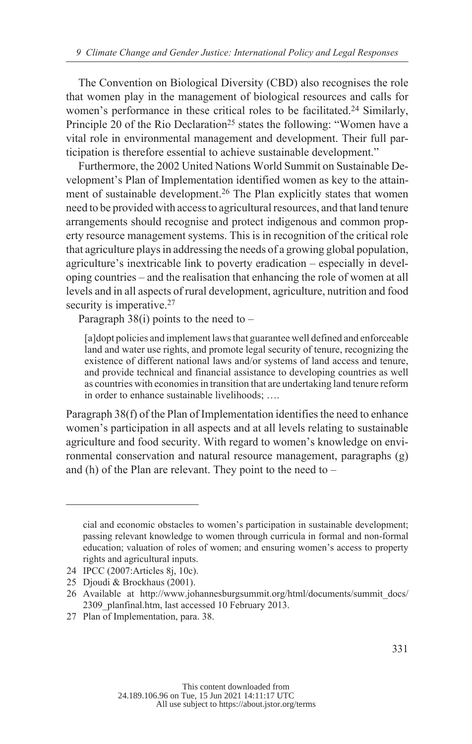The Convention on Biological Diversity (CBD) also recognises the role that women play in the management of biological resources and calls for women's performance in these critical roles to be facilitated.[24] Similarly, Principle 20 of the Rio Declaration[25] states the following: "Women have a vital role in environmental management and development. Their full participation is therefore essential to achieve sustainable development."

Furthermore, the 2002 United Nations World Summit on Sustainable Development's Plan of Implementation identified women as key to the attainment of sustainable development.[26] The Plan explicitly states that women need to be provided with access to agricultural resources, and that land tenure arrangements should recognise and protect indigenous and common property resource management systems. This is in recognition of the critical role that agriculture plays in addressing the needs of a growing global population, agriculture's inextricable link to poverty eradication – especially in developing countries – and the realisation that enhancing the role of women at all levels and in all aspects of rural development, agriculture, nutrition and food security is imperative.[27]

Paragraph 38(i) points to the need to –

> [a]dopt policies and implement laws that guarantee well defined and enforceable land and water use rights, and promote legal security of tenure, recognizing the existence of different national laws and/or systems of land access and tenure, and provide technical and financial assistance to developing countries as well as countries with economies in transition that are undertaking land tenure reform in order to enhance sustainable livelihoods; ….

Paragraph 38(f) of the Plan of Implementation identifies the need to enhance women's participation in all aspects and at all levels relating to sustainable agriculture and food security. With regard to women's knowledge on environmental conservation and natural resource management, paragraphs (g) and (h) of the Plan are relevant. They point to the need to –

---

cial and economic obstacles to women's participation in sustainable development; passing relevant knowledge to women through curricula in formal and non-formal education; valuation of roles of women; and ensuring women's access to property rights and agricultural inputs.

24 IPCC (2007:Articles 8j, 10c).

25 Djoudi & Brockhaus (2001).

26 Available at http://www.johannesburgsummit.org/html/documents/summit_docs/2309_planfinal.htm, last accessed 10 February 2013.

27 Plan of Implementation, para. 38.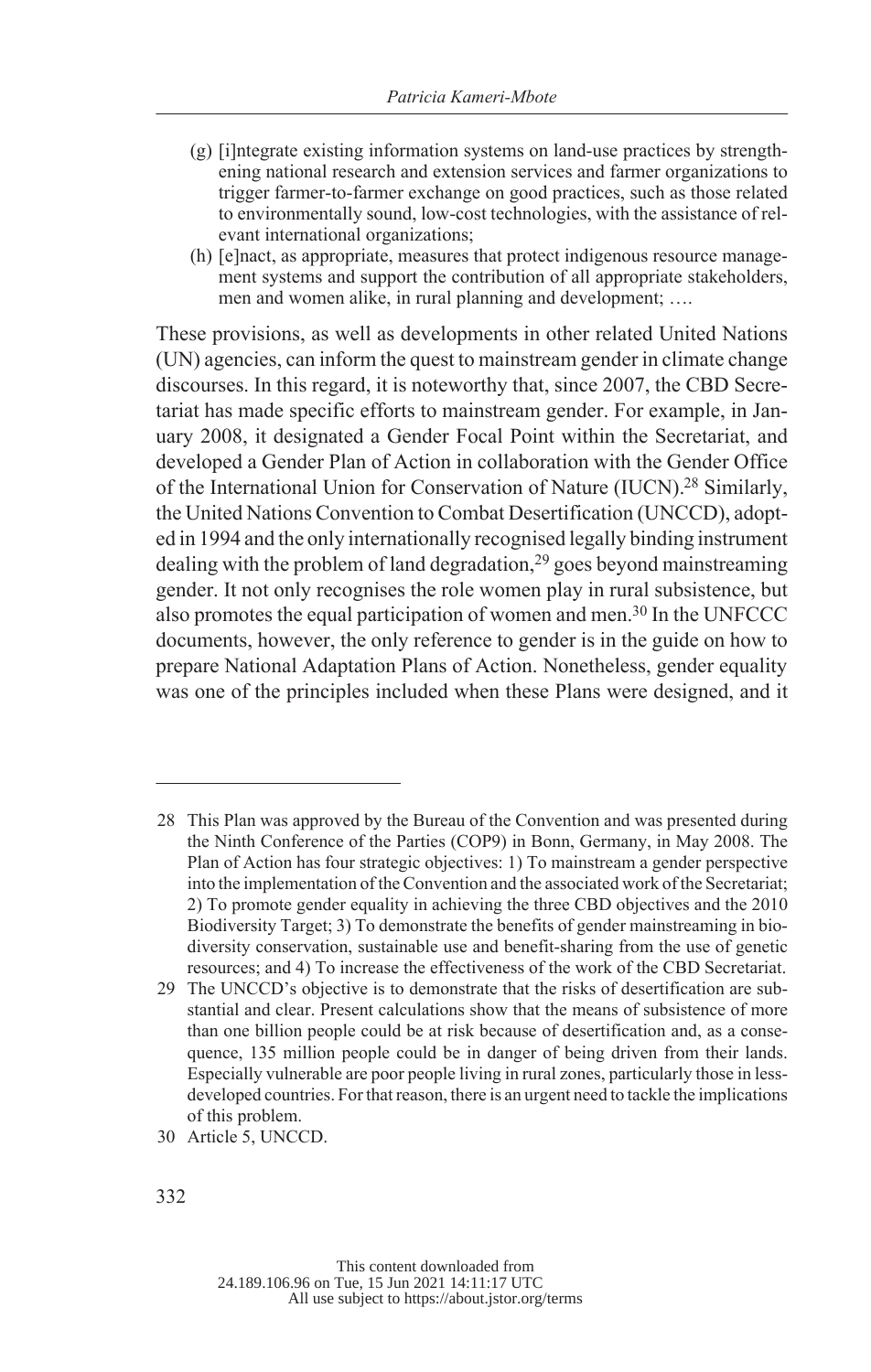(g) [i]ntegrate existing information systems on land-use practices by strengthening national research and extension services and farmer organizations to trigger farmer-to-farmer exchange on good practices, such as those related to environmentally sound, low-cost technologies, with the assistance of relevant international organizations;

(h) [e]nact, as appropriate, measures that protect indigenous resource management systems and support the contribution of all appropriate stakeholders, men and women alike, in rural planning and development; ….

These provisions, as well as developments in other related United Nations (UN) agencies, can inform the quest to mainstream gender in climate change discourses. In this regard, it is noteworthy that, since 2007, the CBD Secretariat has made specific efforts to mainstream gender. For example, in January 2008, it designated a Gender Focal Point within the Secretariat, and developed a Gender Plan of Action in collaboration with the Gender Office of the International Union for Conservation of Nature (IUCN).[28] Similarly, the United Nations Convention to Combat Desertification (UNCCD), adopted in 1994 and the only internationally recognised legally binding instrument dealing with the problem of land degradation,[29] goes beyond mainstreaming gender. It not only recognises the role women play in rural subsistence, but also promotes the equal participation of women and men.[30] In the UNFCCC documents, however, the only reference to gender is in the guide on how to prepare National Adaptation Plans of Action. Nonetheless, gender equality was one of the principles included when these Plans were designed, and it

---

28 This Plan was approved by the Bureau of the Convention and was presented during the Ninth Conference of the Parties (COP9) in Bonn, Germany, in May 2008. The Plan of Action has four strategic objectives: 1) To mainstream a gender perspective into the implementation of the Convention and the associated work of the Secretariat; 2) To promote gender equality in achieving the three CBD objectives and the 2010 Biodiversity Target; 3) To demonstrate the benefits of gender mainstreaming in biodiversity conservation, sustainable use and benefit-sharing from the use of genetic resources; and 4) To increase the effectiveness of the work of the CBD Secretariat.

29 The UNCCD's objective is to demonstrate that the risks of desertification are substantial and clear. Present calculations show that the means of subsistence of more than one billion people could be at risk because of desertification and, as a consequence, 135 million people could be in danger of being driven from their lands. Especially vulnerable are poor people living in rural zones, particularly those in less-developed countries. For that reason, there is an urgent need to tackle the implications of this problem.

30 Article 5, UNCCD.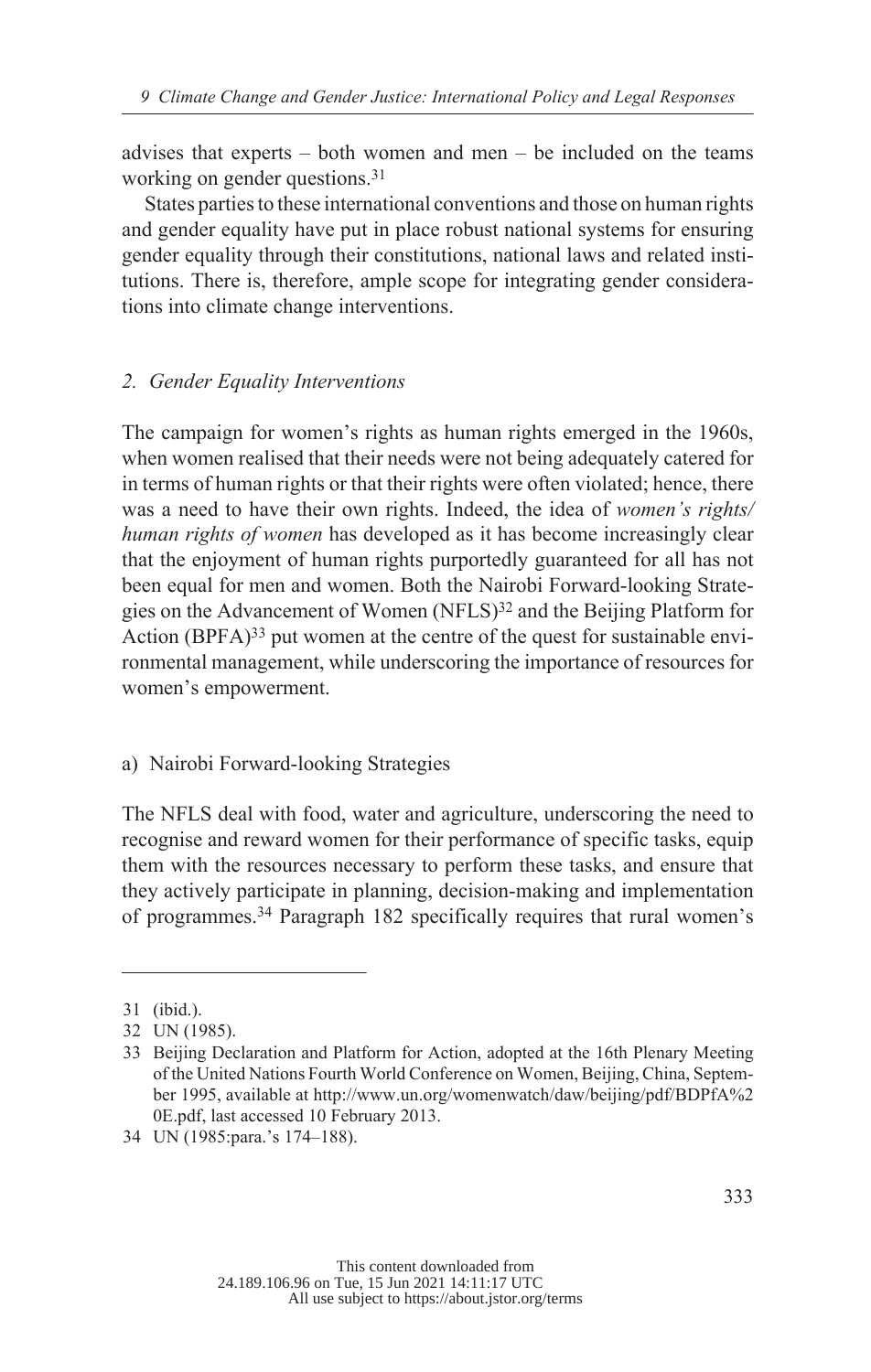advises that experts – both women and men – be included on the teams working on gender questions.[31]

States parties to these international conventions and those on human rights and gender equality have put in place robust national systems for ensuring gender equality through their constitutions, national laws and related institutions. There is, therefore, ample scope for integrating gender considerations into climate change interventions.

## *2. Gender Equality Interventions*

The campaign for women's rights as human rights emerged in the 1960s, when women realised that their needs were not being adequately catered for in terms of human rights or that their rights were often violated; hence, there was a need to have their own rights. Indeed, the idea of *women's rights/ human rights of women* has developed as it has become increasingly clear that the enjoyment of human rights purportedly guaranteed for all has not been equal for men and women. Both the Nairobi Forward-looking Strategies on the Advancement of Women (NFLS)[32] and the Beijing Platform for Action (BPFA)[33] put women at the centre of the quest for sustainable environmental management, while underscoring the importance of resources for women's empowerment.

### a) Nairobi Forward-looking Strategies

The NFLS deal with food, water and agriculture, underscoring the need to recognise and reward women for their performance of specific tasks, equip them with the resources necessary to perform these tasks, and ensure that they actively participate in planning, decision-making and implementation of programmes.[34] Paragraph 182 specifically requires that rural women's

---

31 (ibid.).

32 UN (1985).

33 Beijing Declaration and Platform for Action, adopted at the 16th Plenary Meeting of the United Nations Fourth World Conference on Women, Beijing, China, September 1995, available at http://www.un.org/womenwatch/daw/beijing/pdf/BDPfA%20E.pdf, last accessed 10 February 2013.

34 UN (1985:para.'s 174–188).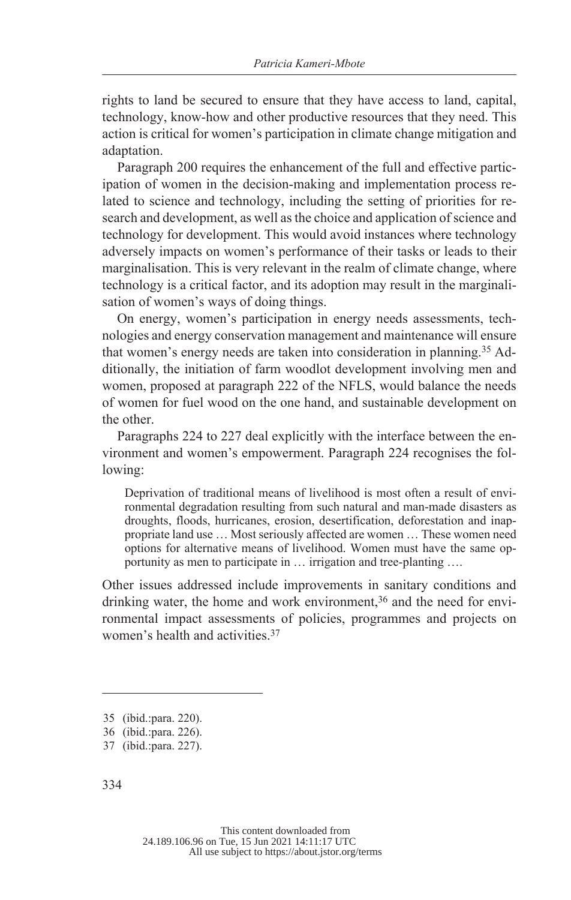rights to land be secured to ensure that they have access to land, capital, technology, know-how and other productive resources that they need. This action is critical for women's participation in climate change mitigation and adaptation.

Paragraph 200 requires the enhancement of the full and effective participation of women in the decision-making and implementation process related to science and technology, including the setting of priorities for research and development, as well as the choice and application of science and technology for development. This would avoid instances where technology adversely impacts on women's performance of their tasks or leads to their marginalisation. This is very relevant in the realm of climate change, where technology is a critical factor, and its adoption may result in the marginalisation of women's ways of doing things.

On energy, women's participation in energy needs assessments, technologies and energy conservation management and maintenance will ensure that women's energy needs are taken into consideration in planning.[35] Additionally, the initiation of farm woodlot development involving men and women, proposed at paragraph 222 of the NFLS, would balance the needs of women for fuel wood on the one hand, and sustainable development on the other.

Paragraphs 224 to 227 deal explicitly with the interface between the environment and women's empowerment. Paragraph 224 recognises the following:

> Deprivation of traditional means of livelihood is most often a result of environmental degradation resulting from such natural and man-made disasters as droughts, floods, hurricanes, erosion, desertification, deforestation and inappropriate land use … Most seriously affected are women … These women need options for alternative means of livelihood. Women must have the same opportunity as men to participate in … irrigation and tree-planting ….

Other issues addressed include improvements in sanitary conditions and drinking water, the home and work environment,[36] and the need for environmental impact assessments of policies, programmes and projects on women's health and activities.[37]

---

35 (ibid.:para. 220).

36 (ibid.:para. 226).

37 (ibid.:para. 227).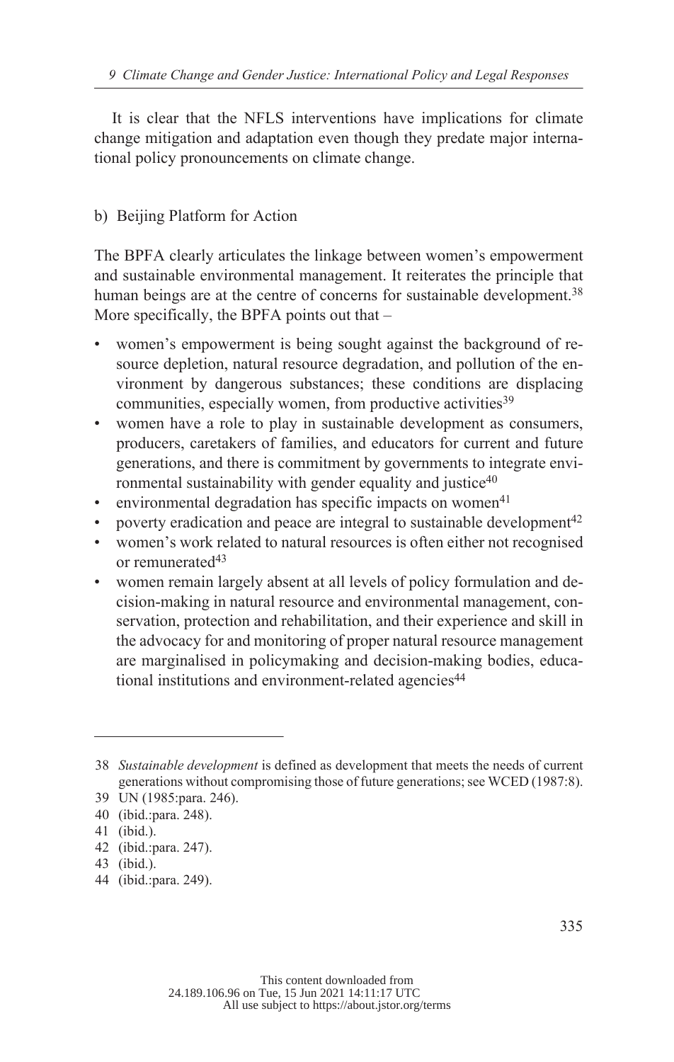It is clear that the NFLS interventions have implications for climate change mitigation and adaptation even though they predate major international policy pronouncements on climate change.

### b) Beijing Platform for Action

The BPFA clearly articulates the linkage between women's empowerment and sustainable environmental management. It reiterates the principle that human beings are at the centre of concerns for sustainable development.[38] More specifically, the BPFA points out that –

- women's empowerment is being sought against the background of resource depletion, natural resource degradation, and pollution of the environment by dangerous substances; these conditions are displacing communities, especially women, from productive activities[39]
- women have a role to play in sustainable development as consumers, producers, caretakers of families, and educators for current and future generations, and there is commitment by governments to integrate environmental sustainability with gender equality and justice[40]
- environmental degradation has specific impacts on women[41]
- poverty eradication and peace are integral to sustainable development[42]
- women's work related to natural resources is often either not recognised or remunerated[43]
- women remain largely absent at all levels of policy formulation and decision-making in natural resource and environmental management, conservation, protection and rehabilitation, and their experience and skill in the advocacy for and monitoring of proper natural resource management are marginalised in policymaking and decision-making bodies, educational institutions and environment-related agencies[44]

---

38 *Sustainable development* is defined as development that meets the needs of current generations without compromising those of future generations; see WCED (1987:8).

39 UN (1985:para. 246).

40 (ibid.:para. 248).

41 (ibid.).

42 (ibid.:para. 247).

43 (ibid.).

44 (ibid.:para. 249).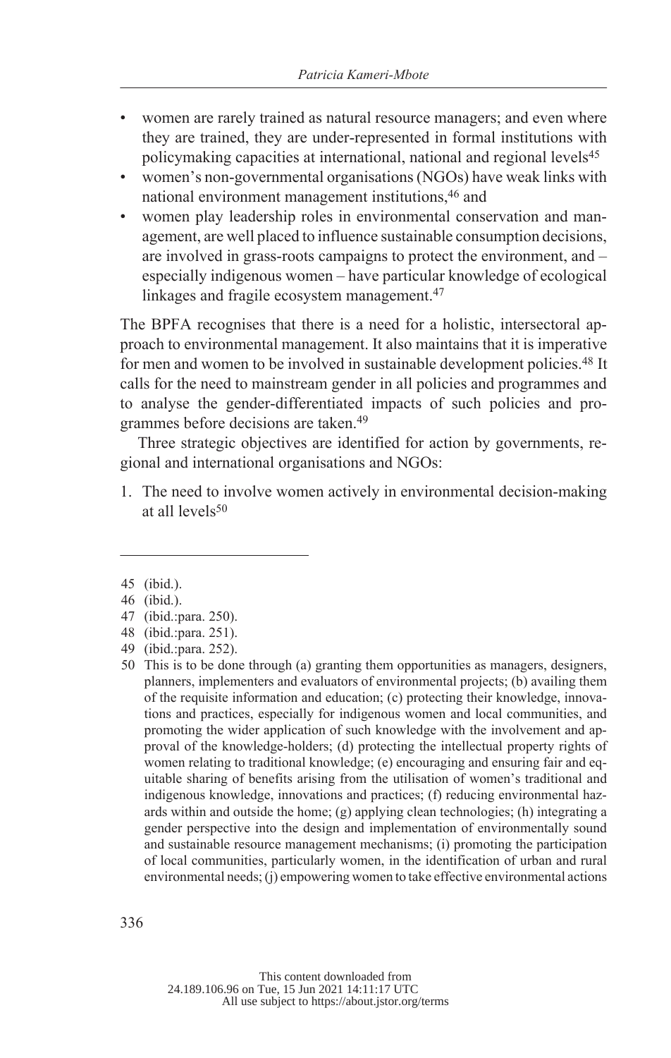- women are rarely trained as natural resource managers; and even where they are trained, they are under-represented in formal institutions with policymaking capacities at international, national and regional levels[45]
- women's non-governmental organisations (NGOs) have weak links with national environment management institutions,[46] and
- women play leadership roles in environmental conservation and management, are well placed to influence sustainable consumption decisions, are involved in grass-roots campaigns to protect the environment, and – especially indigenous women – have particular knowledge of ecological linkages and fragile ecosystem management.[47]

The BPFA recognises that there is a need for a holistic, intersectoral approach to environmental management. It also maintains that it is imperative for men and women to be involved in sustainable development policies.[48] It calls for the need to mainstream gender in all policies and programmes and to analyse the gender-differentiated impacts of such policies and programmes before decisions are taken.[49]

Three strategic objectives are identified for action by governments, regional and international organisations and NGOs:

1. The need to involve women actively in environmental decision-making at all levels[50]

---

45 (ibid.).

46 (ibid.).

47 (ibid.:para. 250).

48 (ibid.:para. 251).

49 (ibid.:para. 252).

50 This is to be done through (a) granting them opportunities as managers, designers, planners, implementers and evaluators of environmental projects; (b) availing them of the requisite information and education; (c) protecting their knowledge, innovations and practices, especially for indigenous women and local communities, and promoting the wider application of such knowledge with the involvement and approval of the knowledge-holders; (d) protecting the intellectual property rights of women relating to traditional knowledge; (e) encouraging and ensuring fair and equitable sharing of benefits arising from the utilisation of women's traditional and indigenous knowledge, innovations and practices; (f) reducing environmental hazards within and outside the home; (g) applying clean technologies; (h) integrating a gender perspective into the design and implementation of environmentally sound and sustainable resource management mechanisms; (i) promoting the participation of local communities, particularly women, in the identification of urban and rural environmental needs; (j) empowering women to take effective environmental actions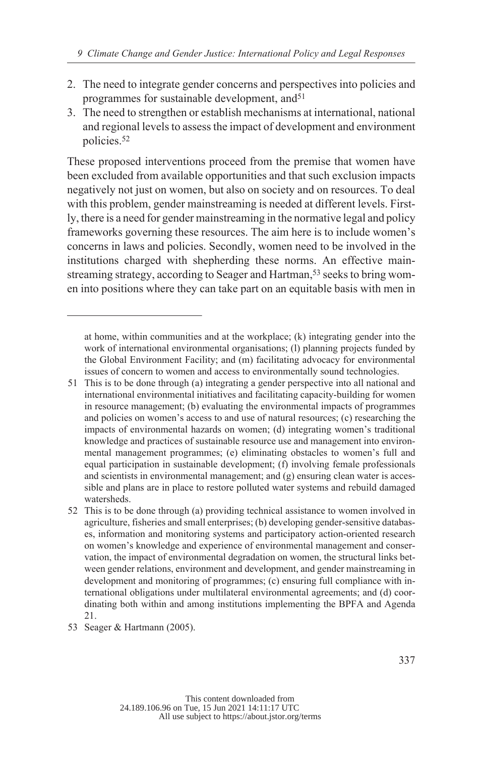2. The need to integrate gender concerns and perspectives into policies and programmes for sustainable development, and[51]
3. The need to strengthen or establish mechanisms at international, national and regional levels to assess the impact of development and environment policies.[52]

These proposed interventions proceed from the premise that women have been excluded from available opportunities and that such exclusion impacts negatively not just on women, but also on society and on resources. To deal with this problem, gender mainstreaming is needed at different levels. Firstly, there is a need for gender mainstreaming in the normative legal and policy frameworks governing these resources. The aim here is to include women's concerns in laws and policies. Secondly, women need to be involved in the institutions charged with shepherding these norms. An effective mainstreaming strategy, according to Seager and Hartman,[53] seeks to bring women into positions where they can take part on an equitable basis with men in

---

at home, within communities and at the workplace; (k) integrating gender into the work of international environmental organisations; (l) planning projects funded by the Global Environment Facility; and (m) facilitating advocacy for environmental issues of concern to women and access to environmentally sound technologies.

51 This is to be done through (a) integrating a gender perspective into all national and international environmental initiatives and facilitating capacity-building for women in resource management; (b) evaluating the environmental impacts of programmes and policies on women's access to and use of natural resources; (c) researching the impacts of environmental hazards on women; (d) integrating women's traditional knowledge and practices of sustainable resource use and management into environmental management programmes; (e) eliminating obstacles to women's full and equal participation in sustainable development; (f) involving female professionals and scientists in environmental management; and (g) ensuring clean water is accessible and plans are in place to restore polluted water systems and rebuild damaged watersheds.

52 This is to be done through (a) providing technical assistance to women involved in agriculture, fisheries and small enterprises; (b) developing gender-sensitive databases, information and monitoring systems and participatory action-oriented research on women's knowledge and experience of environmental management and conservation, the impact of environmental degradation on women, the structural links between gender relations, environment and development, and gender mainstreaming in development and monitoring of programmes; (c) ensuring full compliance with international obligations under multilateral environmental agreements; and (d) coordinating both within and among institutions implementing the BPFA and Agenda 21.

53 Seager & Hartmann (2005).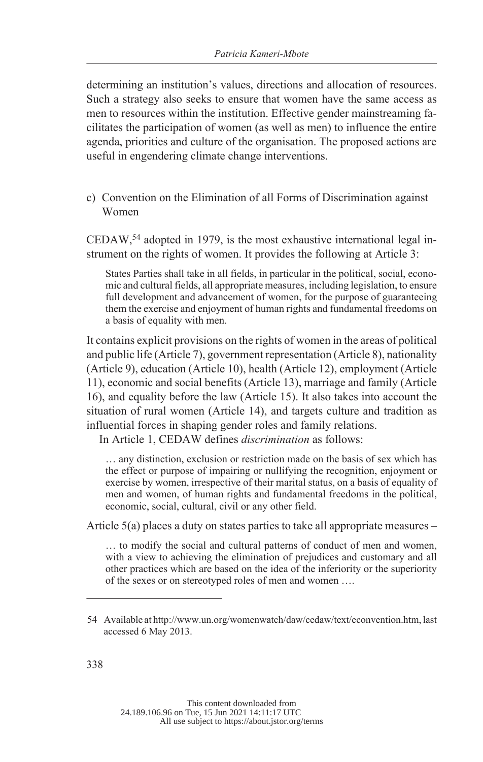determining an institution's values, directions and allocation of resources. Such a strategy also seeks to ensure that women have the same access as men to resources within the institution. Effective gender mainstreaming facilitates the participation of women (as well as men) to influence the entire agenda, priorities and culture of the organisation. The proposed actions are useful in engendering climate change interventions.

### c) Convention on the Elimination of all Forms of Discrimination against Women

CEDAW,[54] adopted in 1979, is the most exhaustive international legal instrument on the rights of women. It provides the following at Article 3:

> States Parties shall take in all fields, in particular in the political, social, economic and cultural fields, all appropriate measures, including legislation, to ensure full development and advancement of women, for the purpose of guaranteeing them the exercise and enjoyment of human rights and fundamental freedoms on a basis of equality with men.

It contains explicit provisions on the rights of women in the areas of political and public life (Article 7), government representation (Article 8), nationality (Article 9), education (Article 10), health (Article 12), employment (Article 11), economic and social benefits (Article 13), marriage and family (Article 16), and equality before the law (Article 15). It also takes into account the situation of rural women (Article 14), and targets culture and tradition as influential forces in shaping gender roles and family relations.

In Article 1, CEDAW defines *discrimination* as follows:

> … any distinction, exclusion or restriction made on the basis of sex which has the effect or purpose of impairing or nullifying the recognition, enjoyment or exercise by women, irrespective of their marital status, on a basis of equality of men and women, of human rights and fundamental freedoms in the political, economic, social, cultural, civil or any other field.

Article 5(a) places a duty on states parties to take all appropriate measures –

> … to modify the social and cultural patterns of conduct of men and women, with a view to achieving the elimination of prejudices and customary and all other practices which are based on the idea of the inferiority or the superiority of the sexes or on stereotyped roles of men and women ….

---

54 Available at http://www.un.org/womenwatch/daw/cedaw/text/econvention.htm, last accessed 6 May 2013.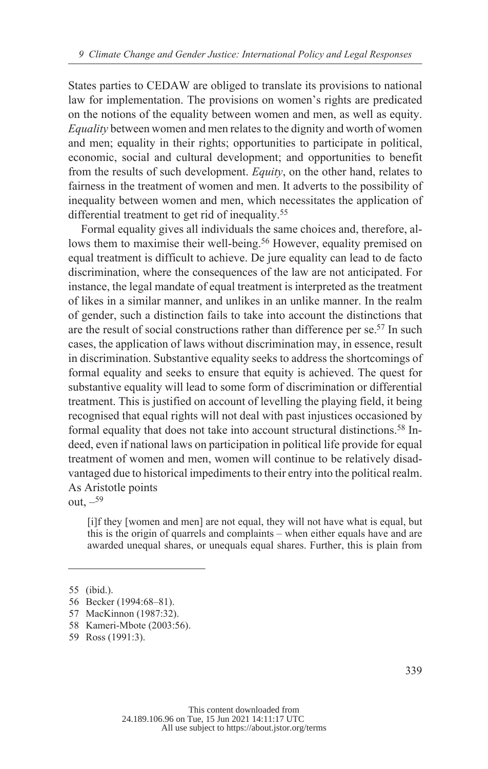States parties to CEDAW are obliged to translate its provisions to national law for implementation. The provisions on women's rights are predicated on the notions of the equality between women and men, as well as equity. *Equality* between women and men relates to the dignity and worth of women and men; equality in their rights; opportunities to participate in political, economic, social and cultural development; and opportunities to benefit from the results of such development. *Equity*, on the other hand, relates to fairness in the treatment of women and men. It adverts to the possibility of inequality between women and men, which necessitates the application of differential treatment to get rid of inequality.[55]

Formal equality gives all individuals the same choices and, therefore, allows them to maximise their well-being.[56] However, equality premised on equal treatment is difficult to achieve. De jure equality can lead to de facto discrimination, where the consequences of the law are not anticipated. For instance, the legal mandate of equal treatment is interpreted as the treatment of likes in a similar manner, and unlikes in an unlike manner. In the realm of gender, such a distinction fails to take into account the distinctions that are the result of social constructions rather than difference per se.[57] In such cases, the application of laws without discrimination may, in essence, result in discrimination. Substantive equality seeks to address the shortcomings of formal equality and seeks to ensure that equity is achieved. The quest for substantive equality will lead to some form of discrimination or differential treatment. This is justified on account of levelling the playing field, it being recognised that equal rights will not deal with past injustices occasioned by formal equality that does not take into account structural distinctions.[58] Indeed, even if national laws on participation in political life provide for equal treatment of women and men, women will continue to be relatively disadvantaged due to historical impediments to their entry into the political realm. As Aristotle points out, –[59]

> [i]f they [women and men] are not equal, they will not have what is equal, but this is the origin of quarrels and complaints – when either equals have and are awarded unequal shares, or unequals equal shares. Further, this is plain from

---

55 (ibid.).

56 Becker (1994:68–81).

57 MacKinnon (1987:32).

58 Kameri-Mbote (2003:56).

59 Ross (1991:3).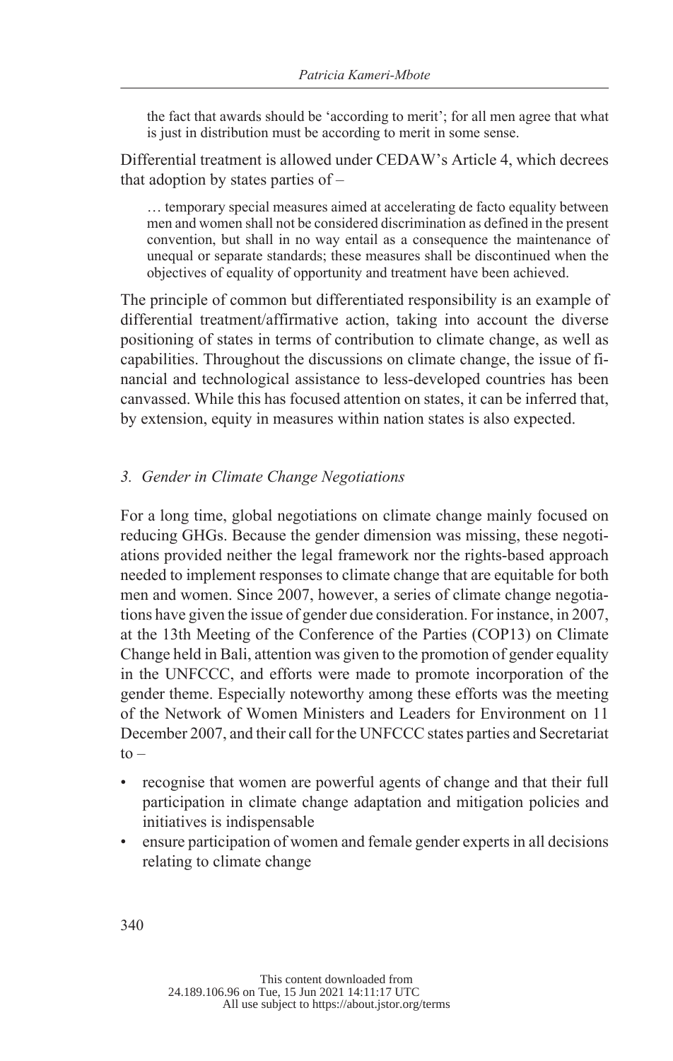> the fact that awards should be 'according to merit'; for all men agree that what is just in distribution must be according to merit in some sense.

Differential treatment is allowed under CEDAW's Article 4, which decrees that adoption by states parties of –

> … temporary special measures aimed at accelerating de facto equality between men and women shall not be considered discrimination as defined in the present convention, but shall in no way entail as a consequence the maintenance of unequal or separate standards; these measures shall be discontinued when the objectives of equality of opportunity and treatment have been achieved.

The principle of common but differentiated responsibility is an example of differential treatment/affirmative action, taking into account the diverse positioning of states in terms of contribution to climate change, as well as capabilities. Throughout the discussions on climate change, the issue of financial and technological assistance to less-developed countries has been canvassed. While this has focused attention on states, it can be inferred that, by extension, equity in measures within nation states is also expected.

### *3. Gender in Climate Change Negotiations*

For a long time, global negotiations on climate change mainly focused on reducing GHGs. Because the gender dimension was missing, these negotiations provided neither the legal framework nor the rights-based approach needed to implement responses to climate change that are equitable for both men and women. Since 2007, however, a series of climate change negotiations have given the issue of gender due consideration. For instance, in 2007, at the 13th Meeting of the Conference of the Parties (COP13) on Climate Change held in Bali, attention was given to the promotion of gender equality in the UNFCCC, and efforts were made to promote incorporation of the gender theme. Especially noteworthy among these efforts was the meeting of the Network of Women Ministers and Leaders for Environment on 11 December 2007, and their call for the UNFCCC states parties and Secretariat to –

- recognise that women are powerful agents of change and that their full participation in climate change adaptation and mitigation policies and initiatives is indispensable
- ensure participation of women and female gender experts in all decisions relating to climate change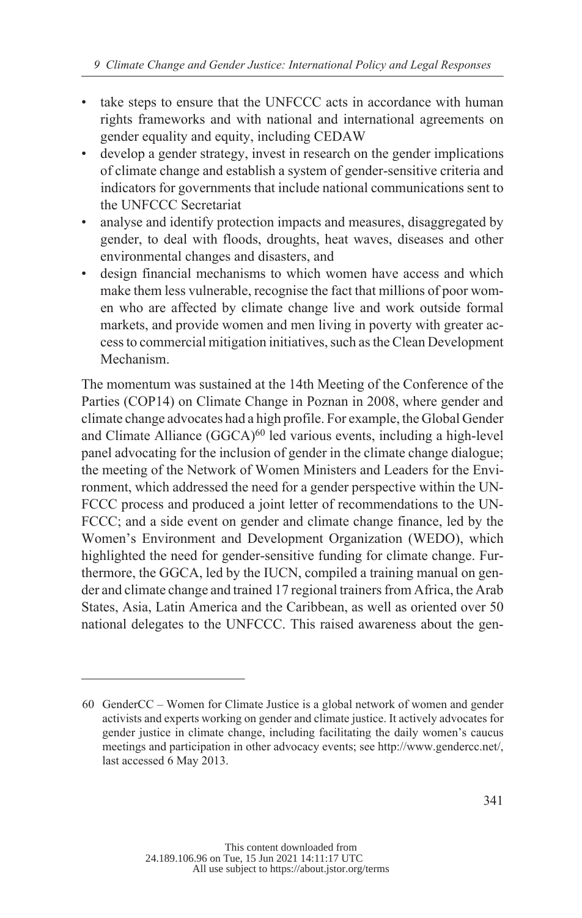- take steps to ensure that the UNFCCC acts in accordance with human rights frameworks and with national and international agreements on gender equality and equity, including CEDAW
- develop a gender strategy, invest in research on the gender implications of climate change and establish a system of gender-sensitive criteria and indicators for governments that include national communications sent to the UNFCCC Secretariat
- analyse and identify protection impacts and measures, disaggregated by gender, to deal with floods, droughts, heat waves, diseases and other environmental changes and disasters, and
- design financial mechanisms to which women have access and which make them less vulnerable, recognise the fact that millions of poor women who are affected by climate change live and work outside formal markets, and provide women and men living in poverty with greater access to commercial mitigation initiatives, such as the Clean Development Mechanism.

The momentum was sustained at the 14th Meeting of the Conference of the Parties (COP14) on Climate Change in Poznan in 2008, where gender and climate change advocates had a high profile. For example, the Global Gender and Climate Alliance (GGCA)[60] led various events, including a high-level panel advocating for the inclusion of gender in the climate change dialogue; the meeting of the Network of Women Ministers and Leaders for the Environment, which addressed the need for a gender perspective within the UNFCCC process and produced a joint letter of recommendations to the UNFCCC; and a side event on gender and climate change finance, led by the Women's Environment and Development Organization (WEDO), which highlighted the need for gender-sensitive funding for climate change. Furthermore, the GGCA, led by the IUCN, compiled a training manual on gender and climate change and trained 17 regional trainers from Africa, the Arab States, Asia, Latin America and the Caribbean, as well as oriented over 50 national delegates to the UNFCCC. This raised awareness about the gen-

60 GenderCC – Women for Climate Justice is a global network of women and gender activists and experts working on gender and climate justice. It actively advocates for gender justice in climate change, including facilitating the daily women's caucus meetings and participation in other advocacy events; see http://www.gendercc.net/, last accessed 6 May 2013.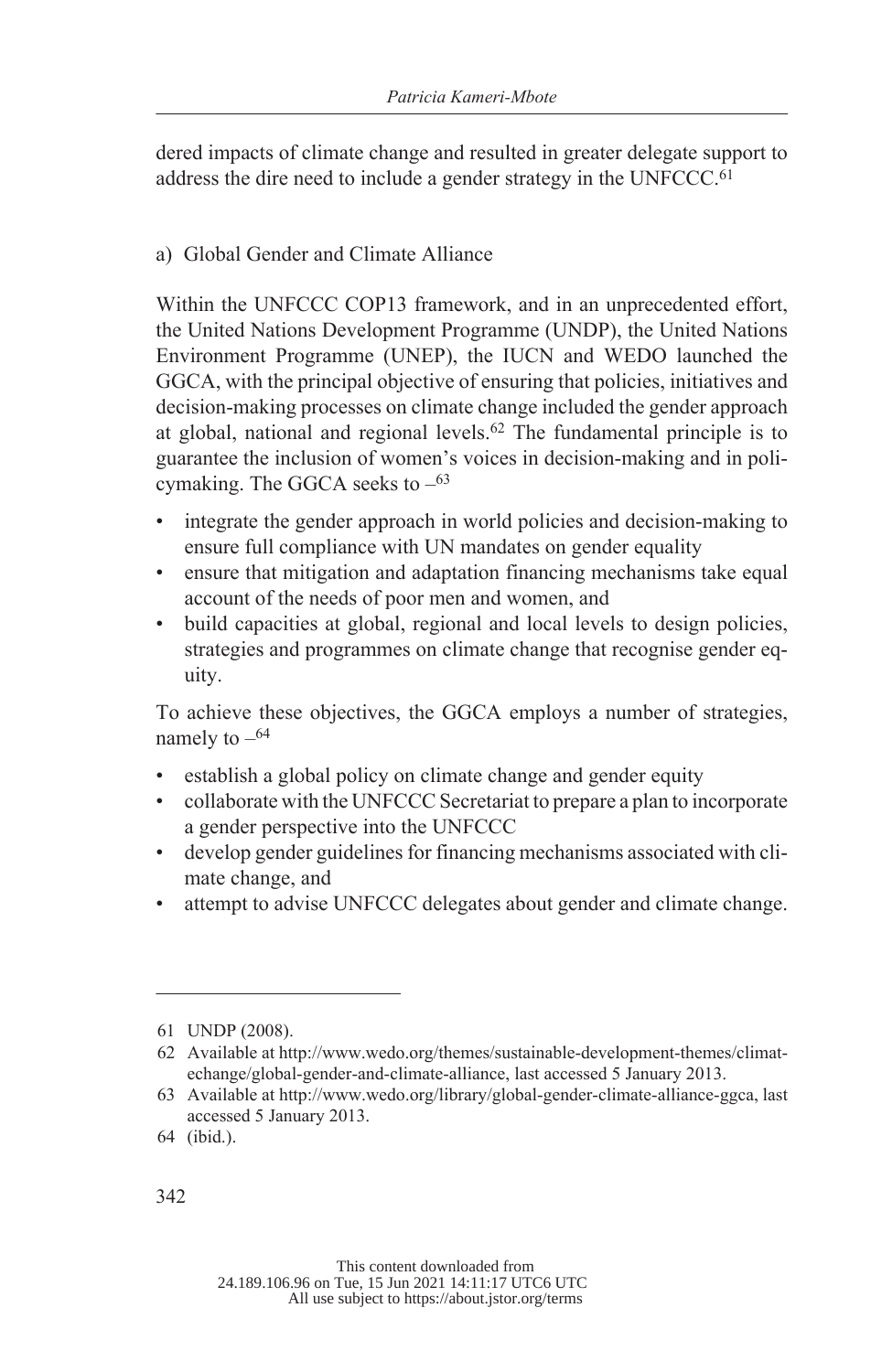dered impacts of climate change and resulted in greater delegate support to address the dire need to include a gender strategy in the UNFCCC.[61]

a) Global Gender and Climate Alliance

Within the UNFCCC COP13 framework, and in an unprecedented effort, the United Nations Development Programme (UNDP), the United Nations Environment Programme (UNEP), the IUCN and WEDO launched the GGCA, with the principal objective of ensuring that policies, initiatives and decision-making processes on climate change included the gender approach at global, national and regional levels.[62] The fundamental principle is to guarantee the inclusion of women's voices in decision-making and in policymaking. The GGCA seeks to –[63]

- integrate the gender approach in world policies and decision-making to ensure full compliance with UN mandates on gender equality
- ensure that mitigation and adaptation financing mechanisms take equal account of the needs of poor men and women, and
- build capacities at global, regional and local levels to design policies, strategies and programmes on climate change that recognise gender equity.

To achieve these objectives, the GGCA employs a number of strategies, namely to –[64]

- establish a global policy on climate change and gender equity
- collaborate with the UNFCCC Secretariat to prepare a plan to incorporate a gender perspective into the UNFCCC
- develop gender guidelines for financing mechanisms associated with climate change, and
- attempt to advise UNFCCC delegates about gender and climate change.

---

61 UNDP (2008).

62 Available at http://www.wedo.org/themes/sustainable-development-themes/climatechange/global-gender-and-climate-alliance, last accessed 5 January 2013.

63 Available at http://www.wedo.org/library/global-gender-climate-alliance-ggca, last accessed 5 January 2013.

64 (ibid.).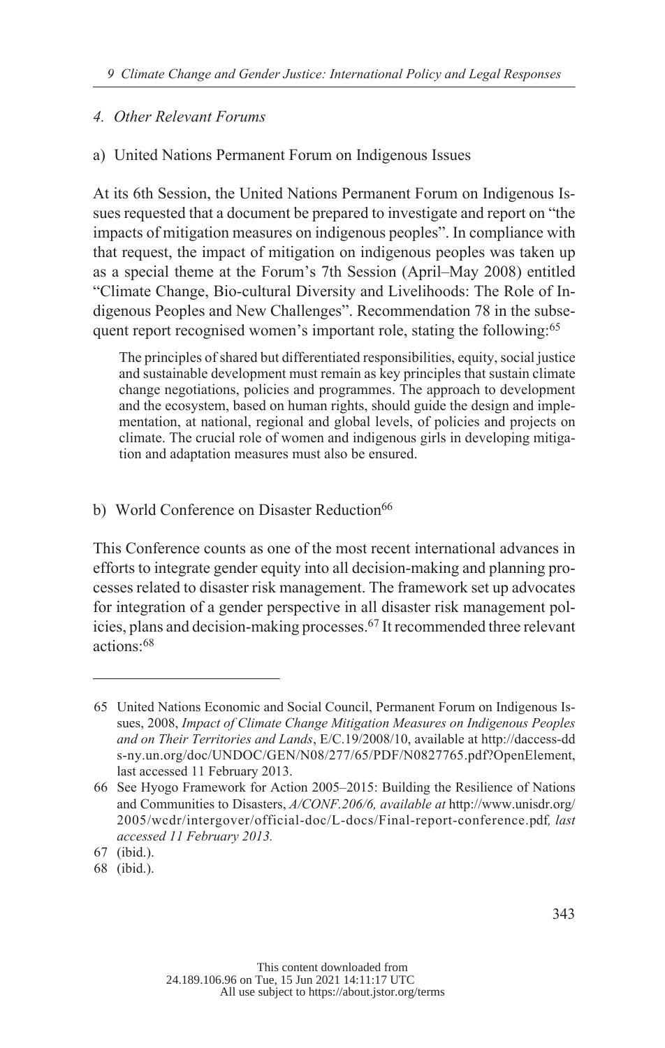### *4. Other Relevant Forums*

a) United Nations Permanent Forum on Indigenous Issues

At its 6th Session, the United Nations Permanent Forum on Indigenous Issues requested that a document be prepared to investigate and report on "the impacts of mitigation measures on indigenous peoples". In compliance with that request, the impact of mitigation on indigenous peoples was taken up as a special theme at the Forum's 7th Session (April–May 2008) entitled "Climate Change, Bio-cultural Diversity and Livelihoods: The Role of Indigenous Peoples and New Challenges". Recommendation 78 in the subsequent report recognised women's important role, stating the following:[65]

> The principles of shared but differentiated responsibilities, equity, social justice and sustainable development must remain as key principles that sustain climate change negotiations, policies and programmes. The approach to development and the ecosystem, based on human rights, should guide the design and implementation, at national, regional and global levels, of policies and projects on climate. The crucial role of women and indigenous girls in developing mitigation and adaptation measures must also be ensured.

b) World Conference on Disaster Reduction[66]

This Conference counts as one of the most recent international advances in efforts to integrate gender equity into all decision-making and planning processes related to disaster risk management. The framework set up advocates for integration of a gender perspective in all disaster risk management policies, plans and decision-making processes.[67] It recommended three relevant actions:[68]

---

65 United Nations Economic and Social Council, Permanent Forum on Indigenous Issues, 2008, *Impact of Climate Change Mitigation Measures on Indigenous Peoples and on Their Territories and Lands*, E/C.19/2008/10, available at http://daccess-dds-ny.un.org/doc/UNDOC/GEN/N08/277/65/PDF/N0827765.pdf?OpenElement, last accessed 11 February 2013.

66 See Hyogo Framework for Action 2005–2015: Building the Resilience of Nations and Communities to Disasters, *A/CONF.206/6, available at* http://www.unisdr.org/2005/wcdr/intergover/official-doc/L-docs/Final-report-conference.pdf*, last accessed 11 February 2013.*

67 (ibid.).

68 (ibid.).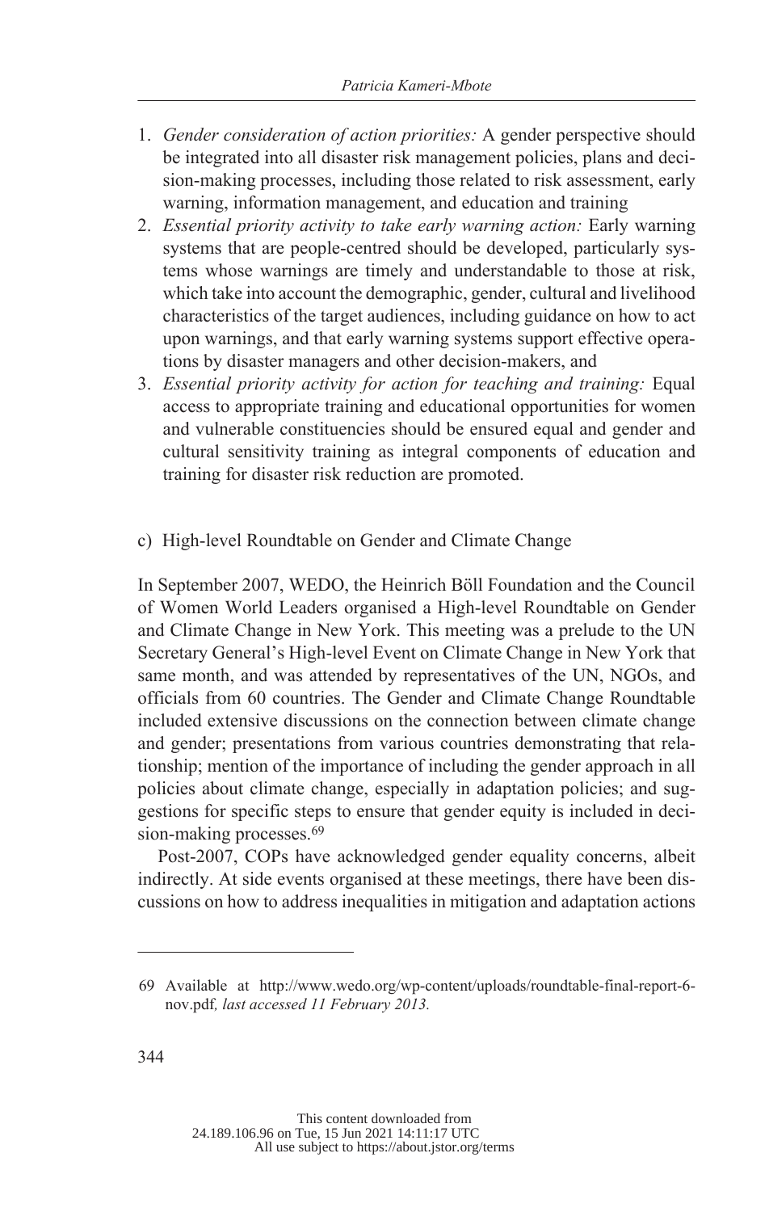1. *Gender consideration of action priorities:* A gender perspective should be integrated into all disaster risk management policies, plans and decision-making processes, including those related to risk assessment, early warning, information management, and education and training
2. *Essential priority activity to take early warning action:* Early warning systems that are people-centred should be developed, particularly systems whose warnings are timely and understandable to those at risk, which take into account the demographic, gender, cultural and livelihood characteristics of the target audiences, including guidance on how to act upon warnings, and that early warning systems support effective operations by disaster managers and other decision-makers, and
3. *Essential priority activity for action for teaching and training:* Equal access to appropriate training and educational opportunities for women and vulnerable constituencies should be ensured equal and gender and cultural sensitivity training as integral components of education and training for disaster risk reduction are promoted.

c) High-level Roundtable on Gender and Climate Change

In September 2007, WEDO, the Heinrich Böll Foundation and the Council of Women World Leaders organised a High-level Roundtable on Gender and Climate Change in New York. This meeting was a prelude to the UN Secretary General's High-level Event on Climate Change in New York that same month, and was attended by representatives of the UN, NGOs, and officials from 60 countries. The Gender and Climate Change Roundtable included extensive discussions on the connection between climate change and gender; presentations from various countries demonstrating that relationship; mention of the importance of including the gender approach in all policies about climate change, especially in adaptation policies; and suggestions for specific steps to ensure that gender equity is included in decision-making processes.[69]

Post-2007, COPs have acknowledged gender equality concerns, albeit indirectly. At side events organised at these meetings, there have been discussions on how to address inequalities in mitigation and adaptation actions

---

69 Available at http://www.wedo.org/wp-content/uploads/roundtable-final-report-6-nov.pdf*, last accessed 11 February 2013.*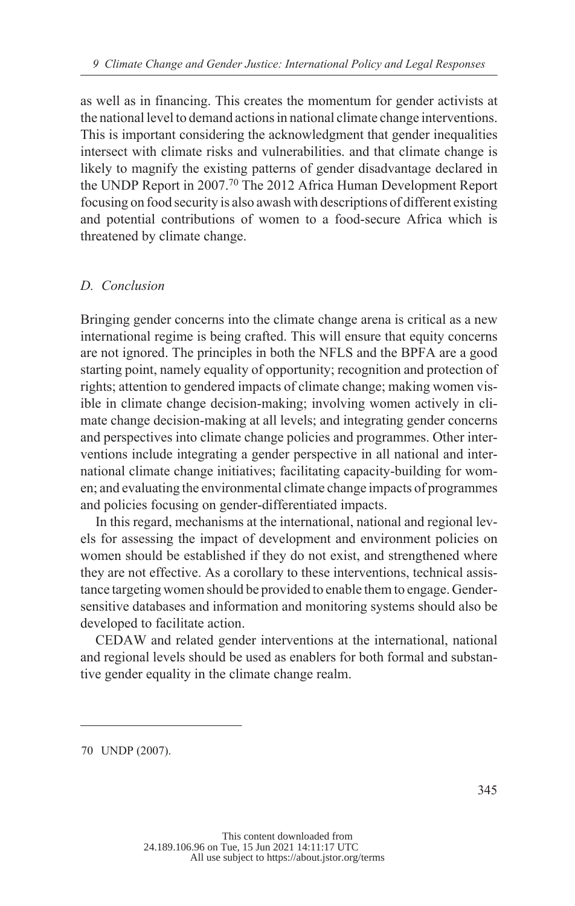as well as in financing. This creates the momentum for gender activists at the national level to demand actions in national climate change interventions. This is important considering the acknowledgment that gender inequalities intersect with climate risks and vulnerabilities. and that climate change is likely to magnify the existing patterns of gender disadvantage declared in the UNDP Report in 2007.[70] The 2012 Africa Human Development Report focusing on food security is also awash with descriptions of different existing and potential contributions of women to a food-secure Africa which is threatened by climate change.

### *D. Conclusion*

Bringing gender concerns into the climate change arena is critical as a new international regime is being crafted. This will ensure that equity concerns are not ignored. The principles in both the NFLS and the BPFA are a good starting point, namely equality of opportunity; recognition and protection of rights; attention to gendered impacts of climate change; making women visible in climate change decision-making; involving women actively in climate change decision-making at all levels; and integrating gender concerns and perspectives into climate change policies and programmes. Other interventions include integrating a gender perspective in all national and international climate change initiatives; facilitating capacity-building for women; and evaluating the environmental climate change impacts of programmes and policies focusing on gender-differentiated impacts.

In this regard, mechanisms at the international, national and regional levels for assessing the impact of development and environment policies on women should be established if they do not exist, and strengthened where they are not effective. As a corollary to these interventions, technical assistance targeting women should be provided to enable them to engage. Gender-sensitive databases and information and monitoring systems should also be developed to facilitate action.

CEDAW and related gender interventions at the international, national and regional levels should be used as enablers for both formal and substantive gender equality in the climate change realm.

---

70 UNDP (2007).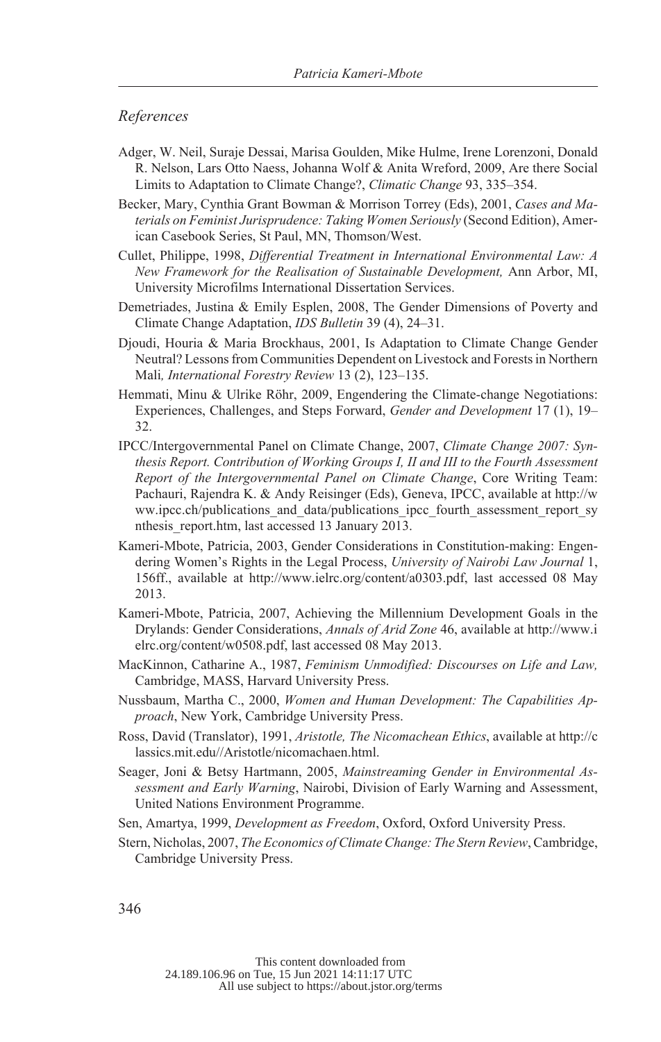*References*

Adger, W. Neil, Suraje Dessai, Marisa Goulden, Mike Hulme, Irene Lorenzoni, Donald R. Nelson, Lars Otto Naess, Johanna Wolf & Anita Wreford, 2009, Are there Social Limits to Adaptation to Climate Change?, *Climatic Change* 93, 335–354.

Becker, Mary, Cynthia Grant Bowman & Morrison Torrey (Eds), 2001, *Cases and Materials on Feminist Jurisprudence: Taking Women Seriously* (Second Edition), American Casebook Series, St Paul, MN, Thomson/West.

Cullet, Philippe, 1998, *Differential Treatment in International Environmental Law: A New Framework for the Realisation of Sustainable Development,* Ann Arbor, MI, University Microfilms International Dissertation Services.

Demetriades, Justina & Emily Esplen, 2008, The Gender Dimensions of Poverty and Climate Change Adaptation, *IDS Bulletin* 39 (4), 24–31.

Djoudi, Houria & Maria Brockhaus, 2001, Is Adaptation to Climate Change Gender Neutral? Lessons from Communities Dependent on Livestock and Forests in Northern Mali*, International Forestry Review* 13 (2), 123–135.

Hemmati, Minu & Ulrike Röhr, 2009, Engendering the Climate-change Negotiations: Experiences, Challenges, and Steps Forward, *Gender and Development* 17 (1), 19–32.

IPCC/Intergovernmental Panel on Climate Change, 2007, *Climate Change 2007: Synthesis Report. Contribution of Working Groups I, II and III to the Fourth Assessment Report of the Intergovernmental Panel on Climate Change*, Core Writing Team: Pachauri, Rajendra K. & Andy Reisinger (Eds), Geneva, IPCC, available at http://www.ipcc.ch/publications_and_data/publications_ipcc_fourth_assessment_report_synthesis_report.htm, last accessed 13 January 2013.

Kameri-Mbote, Patricia, 2003, Gender Considerations in Constitution-making: Engendering Women's Rights in the Legal Process, *University of Nairobi Law Journal* 1, 156ff., available at http://www.ielrc.org/content/a0303.pdf, last accessed 08 May 2013.

Kameri-Mbote, Patricia, 2007, Achieving the Millennium Development Goals in the Drylands: Gender Considerations, *Annals of Arid Zone* 46, available at http://www.ielrc.org/content/w0508.pdf, last accessed 08 May 2013.

MacKinnon, Catharine A., 1987, *Feminism Unmodified: Discourses on Life and Law,* Cambridge, MASS, Harvard University Press.

Nussbaum, Martha C., 2000, *Women and Human Development: The Capabilities Approach*, New York, Cambridge University Press.

Ross, David (Translator), 1991, *Aristotle, The Nicomachean Ethics*, available at http://classics.mit.edu//Aristotle/nicomachaen.html.

Seager, Joni & Betsy Hartmann, 2005, *Mainstreaming Gender in Environmental Assessment and Early Warning*, Nairobi, Division of Early Warning and Assessment, United Nations Environment Programme.

Sen, Amartya, 1999, *Development as Freedom*, Oxford, Oxford University Press.

Stern, Nicholas, 2007, *The Economics of Climate Change: The Stern Review*, Cambridge, Cambridge University Press.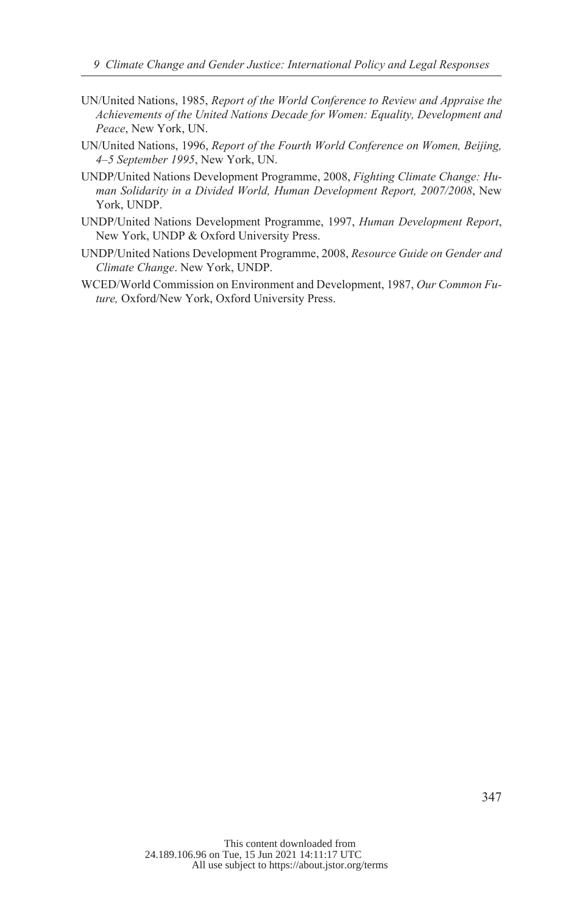UN/United Nations, 1985, *Report of the World Conference to Review and Appraise the Achievements of the United Nations Decade for Women: Equality, Development and Peace*, New York, UN.

UN/United Nations, 1996, *Report of the Fourth World Conference on Women, Beijing, 4–5 September 1995*, New York, UN.

UNDP/United Nations Development Programme, 2008, *Fighting Climate Change: Human Solidarity in a Divided World, Human Development Report, 2007/2008*, New York, UNDP.

UNDP/United Nations Development Programme, 1997, *Human Development Report*, New York, UNDP & Oxford University Press.

UNDP/United Nations Development Programme, 2008, *Resource Guide on Gender and Climate Change*. New York, UNDP.

WCED/World Commission on Environment and Development, 1987, *Our Common Future,* Oxford/New York, Oxford University Press.

This content downloaded from 24.189.106.96 on Tue, 15 Jun 2021 14:11:17 UTC
All use subject to https://about.jstor.org/terms